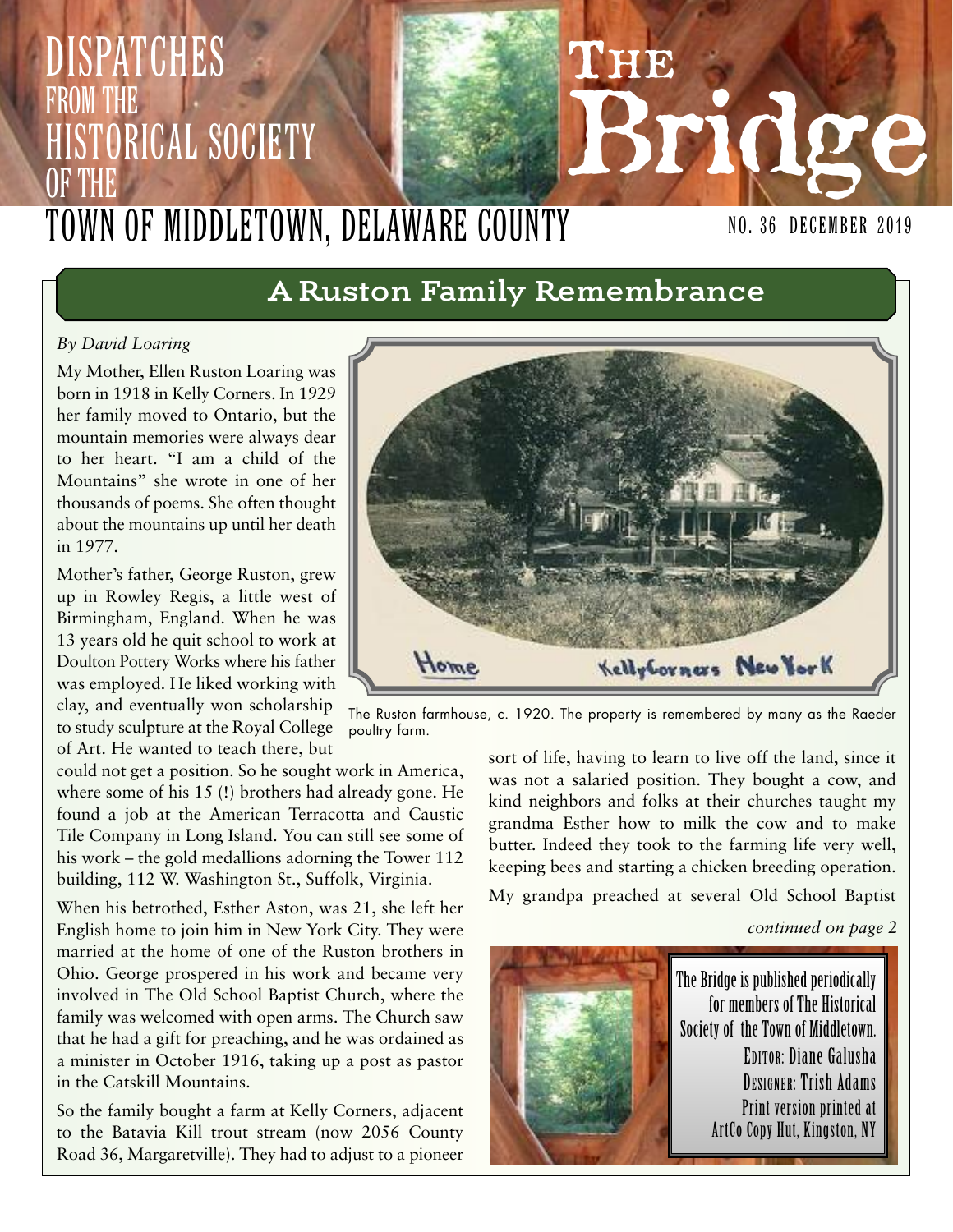# DISPATCHES FROM THE HISTORICAL SOCIETY OF THE TOWN OF MIDDLETOWN, DELAWARE COUNTY

# The Bridge

NO. 36 DECEMBER 2019

## A Ruston Family Remembrance

*By David Loaring*

My Mother, Ellen Ruston Loaring was born in 1918 in Kelly Corners. In 1929 her family moved to Ontario, but the mountain memories were always dear to her heart. "I am a child of the Mountains" she wrote in one of her thousands of poems. She often thought about the mountains up until her death in 1977.

Mother's father, George Ruston, grew up in Rowley Regis, a little west of Birmingham, England. When he was 13 years old he quit school to work at Doulton Pottery Works where his father was employed. He liked working with clay, and eventually won scholarship to study sculpture at the Royal College of Art. He wanted to teach there, but could not get a position. So he sought work in America, where some of his 15 (!) brothers had already gone. He found a job at the American Terracotta and Caustic Tile Company in Long Island. You can still see some of his work – the gold medallions adorning the Tower 112 building, 112 W. Washington St., Suffolk, Virginia.

When his betrothed, Esther Aston, was 21, she left her English home to join him in New York City. They were married at the home of one of the Ruston brothers in Ohio. George prospered in his work and became very involved in The Old School Baptist Church, where the family was welcomed with open arms. The Church saw that he had a gift for preaching, and he was ordained as a minister in October 1916, taking up a post as pastor in the Catskill Mountains.

So the family bought a farm at Kelly Corners, adjacent to the Batavia Kill trout stream (now 2056 County Road 36, Margaretville). They had to adjust to a pioneer sort of life, having to learn to live off the land, since it was not a salaried position. They bought a cow, and kind neighbors and folks at their churches taught my grandma Esther how to milk the cow and to make butter. Indeed they took to the farming life very well, keeping bees and starting a chicken breeding operation.

Home Kelly Corners New York

The Ruston farmhouse, c. 1920. The property is remembered by many as the Raeder poultry farm.

My grandpa preached at several Old School Baptist

*continued on page 2*

The Bridge is published periodically for members of The Historical Society of the Town of Middletown.
EDITOR: Diane Galusha
DESIGNER: Trish Adams
Print version printed at ArtCo Copy Hut, Kingston, NY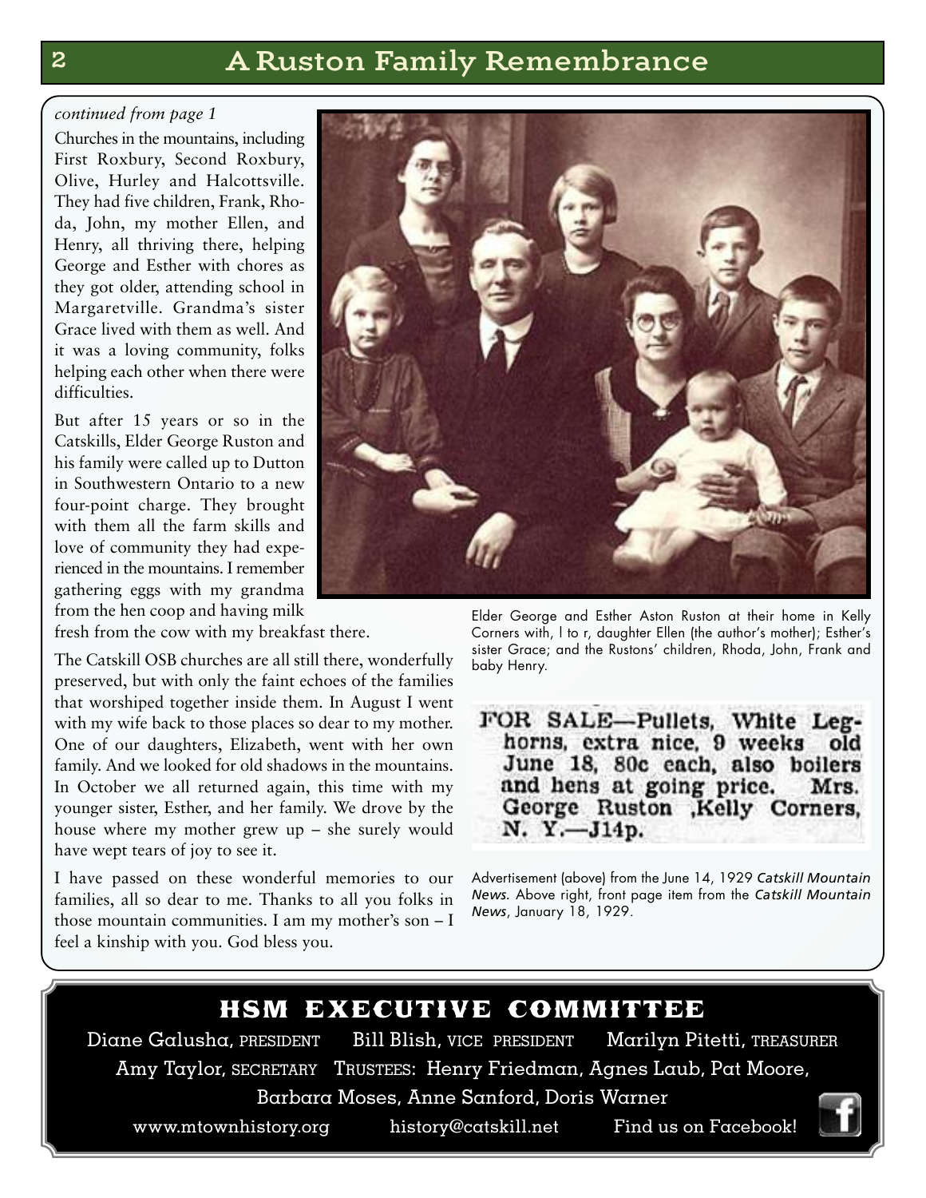# A Ruston Family Remembrance

*continued from page 1*

Churches in the mountains, including First Roxbury, Second Roxbury, Olive, Hurley and Halcottsville. They had five children, Frank, Rhoda, John, my mother Ellen, and Henry, all thriving there, helping George and Esther with chores as they got older, attending school in Margaretville. Grandma's sister Grace lived with them as well. And it was a loving community, folks helping each other when there were difficulties.

But after 15 years or so in the Catskills, Elder George Ruston and his family were called up to Dutton in Southwestern Ontario to a new four-point charge. They brought with them all the farm skills and love of community they had experienced in the mountains. I remember gathering eggs with my grandma from the hen coop and having milk fresh from the cow with my breakfast there.

The Catskill OSB churches are all still there, wonderfully preserved, but with only the faint echoes of the families that worshiped together inside them. In August I went with my wife back to those places so dear to my mother. One of our daughters, Elizabeth, went with her own family. And we looked for old shadows in the mountains. In October we all returned again, this time with my younger sister, Esther, and her family. We drove by the house where my mother grew up – she surely would have wept tears of joy to see it.

I have passed on these wonderful memories to our families, all so dear to me. Thanks to all you folks in those mountain communities. I am my mother's son – I feel a kinship with you. God bless you.

Elder George and Esther Aston Ruston at their home in Kelly Corners with, l to r, daughter Ellen (the author's mother); Esther's sister Grace; and the Rustons' children, Rhoda, John, Frank and baby Henry.

FOR SALE—Pullets, White Leghorns, extra nice, 9 weeks old June 18, 80c each, also boilers and hens at going price. Mrs. George Ruston ,Kelly Corners, N. Y.—J14p.

Advertisement (above) from the June 14, 1929 *Catskill Mountain News.* Above right, front page item from the *Catskill Mountain News*, January 18, 1929.

## HSM EXECUTIVE COMMITTEE

Diane Galusha, PRESIDENT  Bill Blish, VICE PRESIDENT  Marilyn Pitetti, TREASURER

Amy Taylor, SECRETARY  TRUSTEES: Henry Friedman, Agnes Laub, Pat Moore, Barbara Moses, Anne Sanford, Doris Warner

www.mtownhistory.org  history@catskill.net  Find us on Facebook!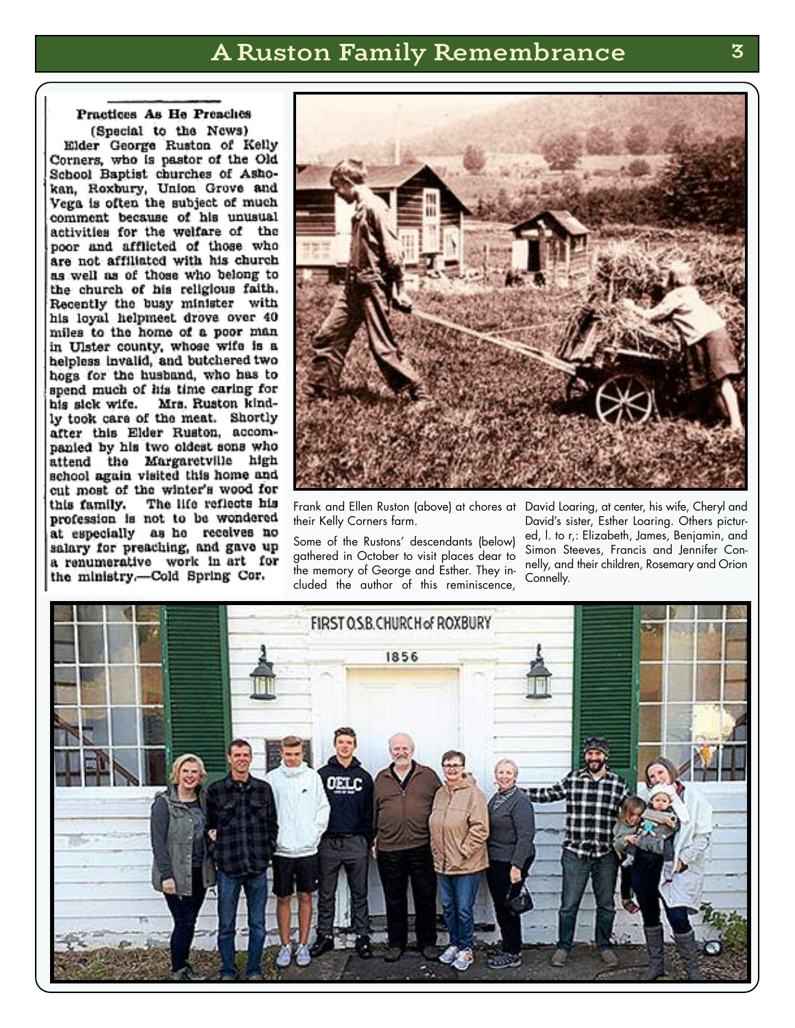### Practices As He Preaches

(Special to the News)

Elder George Ruston of Kelly Corners, who is pastor of the Old School Baptist churches of Ashokan, Roxbury, Union Grove and Vega is often the subject of much comment because of his unusual activities for the welfare of the poor and afflicted of those who are not affiliated with his church as well as of those who belong to the church of his religious faith. Recently the busy minister with his loyal helpmeet drove over 40 miles to the home of a poor man in Ulster county, whose wife is a helpless invalid, and butchered two hogs for the husband, who has to spend much of his time caring for his sick wife. Mrs. Ruston kindly took care of the meat. Shortly after this Elder Ruston, accompanied by his two oldest sons who attend the Margaretville high school again visited this home and cut most of the winter's wood for this family. The life reflects his profession is not to be wondered at especially as he receives no salary for preaching, and gave up a renumerative work in art for the ministry.—Cold Spring Cor.

Frank and Ellen Ruston (above) at chores at their Kelly Corners farm.

Some of the Rustons' descendants (below) gathered in October to visit places dear to the memory of George and Esther. They included the author of this reminiscence, David Loaring, at center, his wife, Cheryl and David's sister, Esther Loaring. Others pictured, l. to r,: Elizabeth, James, Benjamin, and Simon Steeves, Francis and Jennifer Connelly, and their children, Rosemary and Orion Connelly.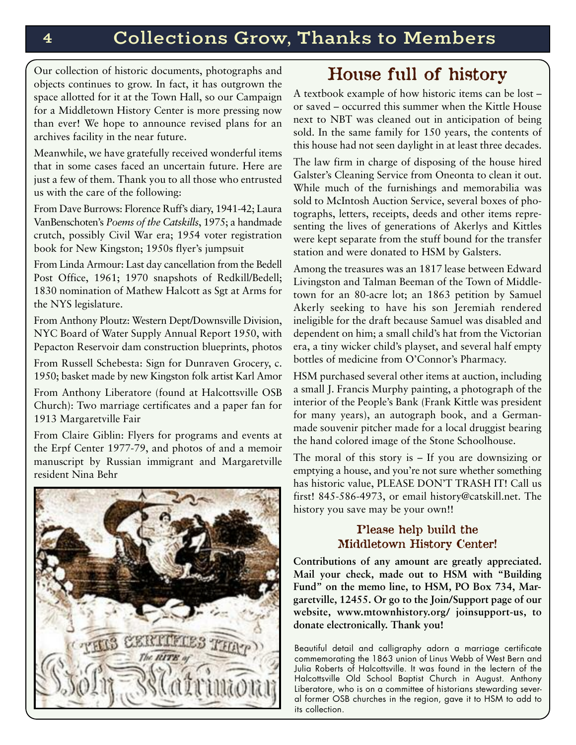# Collections Grow, Thanks to Members

Our collection of historic documents, photographs and objects continues to grow. In fact, it has outgrown the space allotted for it at the Town Hall, so our Campaign for a Middletown History Center is more pressing now than ever! We hope to announce revised plans for an archives facility in the near future.

Meanwhile, we have gratefully received wonderful items that in some cases faced an uncertain future. Here are just a few of them. Thank you to all those who entrusted us with the care of the following:

From Dave Burrows: Florence Ruff's diary, 1941-42; Laura VanBenschoten's *Poems of the Catskills*, 1975; a handmade crutch, possibly Civil War era; 1954 voter registration book for New Kingston; 1950s flyer's jumpsuit

From Linda Armour: Last day cancellation from the Bedell Post Office, 1961; 1970 snapshots of Redkill/Bedell; 1830 nomination of Mathew Halcott as Sgt at Arms for the NYS legislature.

From Anthony Ploutz: Western Dept/Downsville Division, NYC Board of Water Supply Annual Report 1950, with Pepacton Reservoir dam construction blueprints, photos

From Russell Schebesta: Sign for Dunraven Grocery, c. 1950; basket made by new Kingston folk artist Karl Amor

From Anthony Liberatore (found at Halcottsville OSB Church): Two marriage certificates and a paper fan for 1913 Margaretville Fair

From Claire Giblin: Flyers for programs and events at the Erpf Center 1977-79, and photos of and a memoir manuscript by Russian immigrant and Margaretville resident Nina Behr

Beautiful detail and calligraphy adorn a marriage certificate commemorating the 1863 union of Linus Webb of West Bern and Julia Roberts of Halcottsville. It was found in the lectern of the Halcottsville Old School Baptist Church in August. Anthony Liberatore, who is on a committee of historians stewarding several former OSB churches in the region, gave it to HSM to add to its collection.

## House full of history

A textbook example of how historic items can be lost – or saved – occurred this summer when the Kittle House next to NBT was cleaned out in anticipation of being sold. In the same family for 150 years, the contents of this house had not seen daylight in at least three decades.

The law firm in charge of disposing of the house hired Galster's Cleaning Service from Oneonta to clean it out. While much of the furnishings and memorabilia was sold to McIntosh Auction Service, several boxes of photographs, letters, receipts, deeds and other items representing the lives of generations of Akerlys and Kittles were kept separate from the stuff bound for the transfer station and were donated to HSM by Galsters.

Among the treasures was an 1817 lease between Edward Livingston and Talman Beeman of the Town of Middletown for an 80-acre lot; an 1863 petition by Samuel Akerly seeking to have his son Jeremiah rendered ineligible for the draft because Samuel was disabled and dependent on him; a small child's hat from the Victorian era, a tiny wicker child's playset, and several half empty bottles of medicine from O'Connor's Pharmacy.

HSM purchased several other items at auction, including a small J. Francis Murphy painting, a photograph of the interior of the People's Bank (Frank Kittle was president for many years), an autograph book, and a German-made souvenir pitcher made for a local druggist bearing the hand colored image of the Stone Schoolhouse.

The moral of this story is – If you are downsizing or emptying a house, and you're not sure whether something has historic value, PLEASE DON'T TRASH IT! Call us first! 845-586-4973, or email history@catskill.net. The history you save may be your own!!

### Please help build the Middletown History Center!

**Contributions of any amount are greatly appreciated. Mail your check, made out to HSM with "Building Fund" on the memo line, to HSM, PO Box 734, Margaretville, 12455. Or go to the Join/Support page of our website, www.mtownhistory.org/ joinsupport-us, to donate electronically. Thank you!**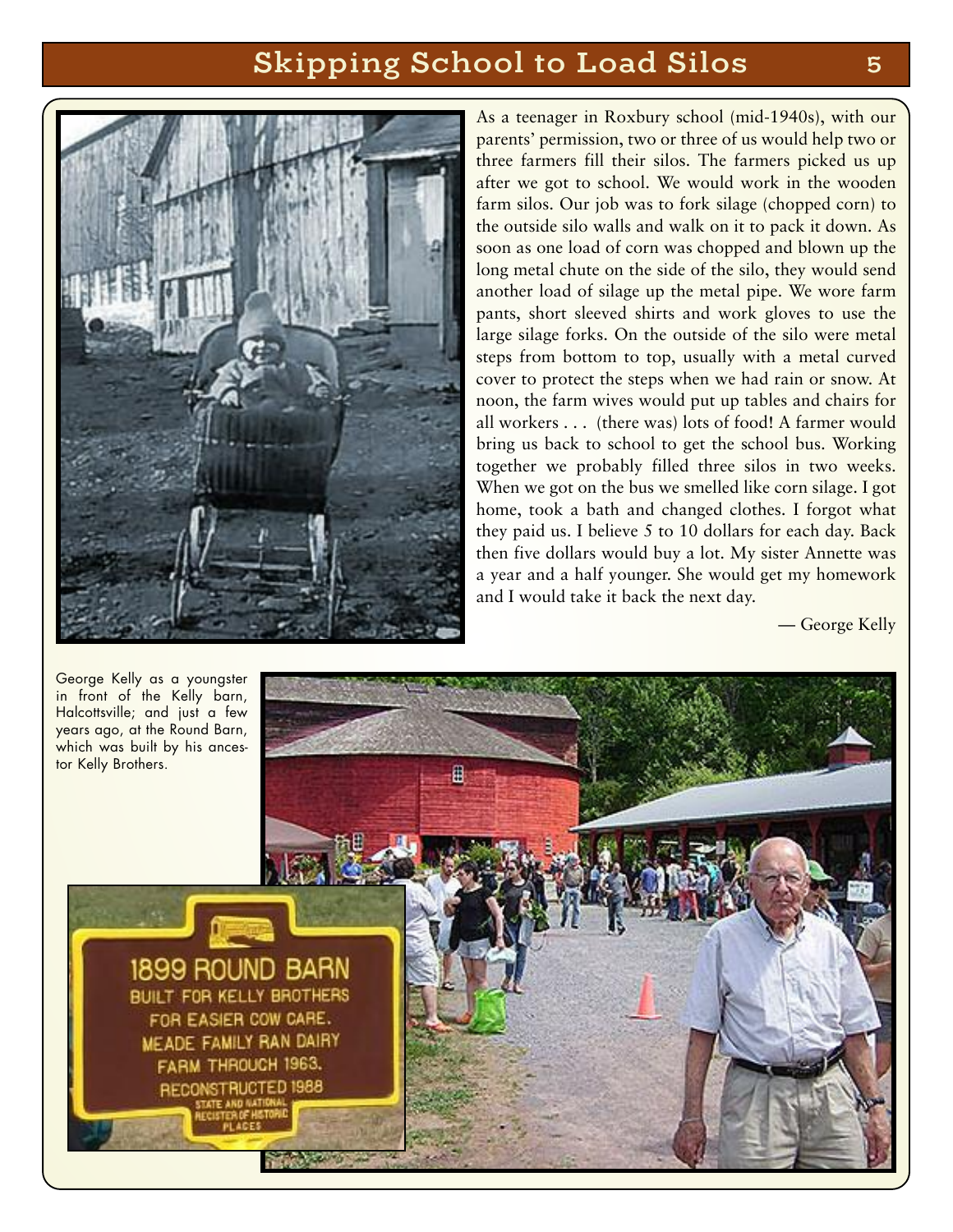# Skipping School to Load Silos

As a teenager in Roxbury school (mid-1940s), with our parents' permission, two or three of us would help two or three farmers fill their silos. The farmers picked us up after we got to school. We would work in the wooden farm silos. Our job was to fork silage (chopped corn) to the outside silo walls and walk on it to pack it down. As soon as one load of corn was chopped and blown up the long metal chute on the side of the silo, they would send another load of silage up the metal pipe. We wore farm pants, short sleeved shirts and work gloves to use the large silage forks. On the outside of the silo were metal steps from bottom to top, usually with a metal curved cover to protect the steps when we had rain or snow. At noon, the farm wives would put up tables and chairs for all workers . . . (there was) lots of food! A farmer would bring us back to school to get the school bus. Working together we probably filled three silos in two weeks. When we got on the bus we smelled like corn silage. I got home, took a bath and changed clothes. I forgot what they paid us. I believe 5 to 10 dollars for each day. Back then five dollars would buy a lot. My sister Annette was a year and a half younger. She would get my homework and I would take it back the next day.

— George Kelly

George Kelly as a youngster in front of the Kelly barn, Halcottsville; and just a few years ago, at the Round Barn, which was built by his ancestor Kelly Brothers.

1899 ROUND BARN
BUILT FOR KELLY BROTHERS
FOR EASIER COW CARE.
MEADE FAMILY RAN DAIRY
FARM THROUGH 1963.
RECONSTRUCTED 1988
STATE AND NATIONAL
REGISTER OF HISTORIC
PLACES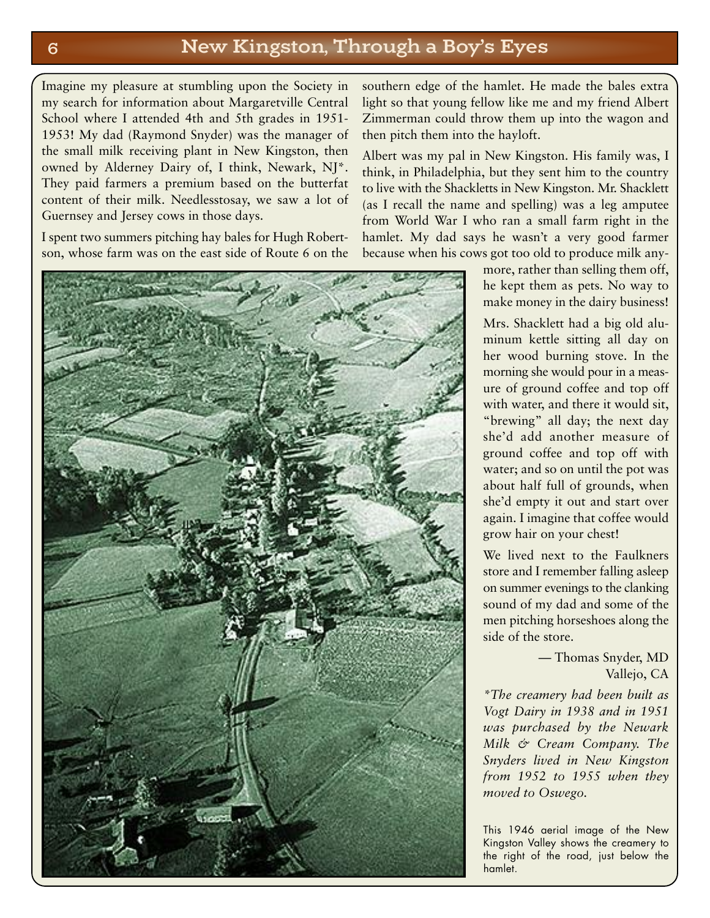# New Kingston, Through a Boy's Eyes

Imagine my pleasure at stumbling upon the Society in my search for information about Margaretville Central School where I attended 4th and 5th grades in 1951-1953! My dad (Raymond Snyder) was the manager of the small milk receiving plant in New Kingston, then owned by Alderney Dairy of, I think, Newark, NJ*. They paid farmers a premium based on the butterfat content of their milk. Needlesstosay, we saw a lot of Guernsey and Jersey cows in those days.

I spent two summers pitching hay bales for Hugh Robertson, whose farm was on the east side of Route 6 on the southern edge of the hamlet. He made the bales extra light so that young fellow like me and my friend Albert Zimmerman could throw them up into the wagon and then pitch them into the hayloft.

Albert was my pal in New Kingston. His family was, I think, in Philadelphia, but they sent him to the country to live with the Shackletts in New Kingston. Mr. Shacklett (as I recall the name and spelling) was a leg amputee from World War I who ran a small farm right in the hamlet. My dad says he wasn't a very good farmer because when his cows got too old to produce milk anymore, rather than selling them off, he kept them as pets. No way to make money in the dairy business!

Mrs. Shacklett had a big old aluminum kettle sitting all day on her wood burning stove. In the morning she would pour in a measure of ground coffee and top off with water, and there it would sit, "brewing" all day; the next day she'd add another measure of ground coffee and top off with water; and so on until the pot was about half full of grounds, when she'd empty it out and start over again. I imagine that coffee would grow hair on your chest!

We lived next to the Faulkners store and I remember falling asleep on summer evenings to the clanking sound of my dad and some of the men pitching horseshoes along the side of the store.

— Thomas Snyder, MD
Vallejo, CA

*\*The creamery had been built as Vogt Dairy in 1938 and in 1951 was purchased by the Newark Milk & Cream Company. The Snyders lived in New Kingston from 1952 to 1955 when they moved to Oswego.*

This 1946 aerial image of the New Kingston Valley shows the creamery to the right of the road, just below the hamlet.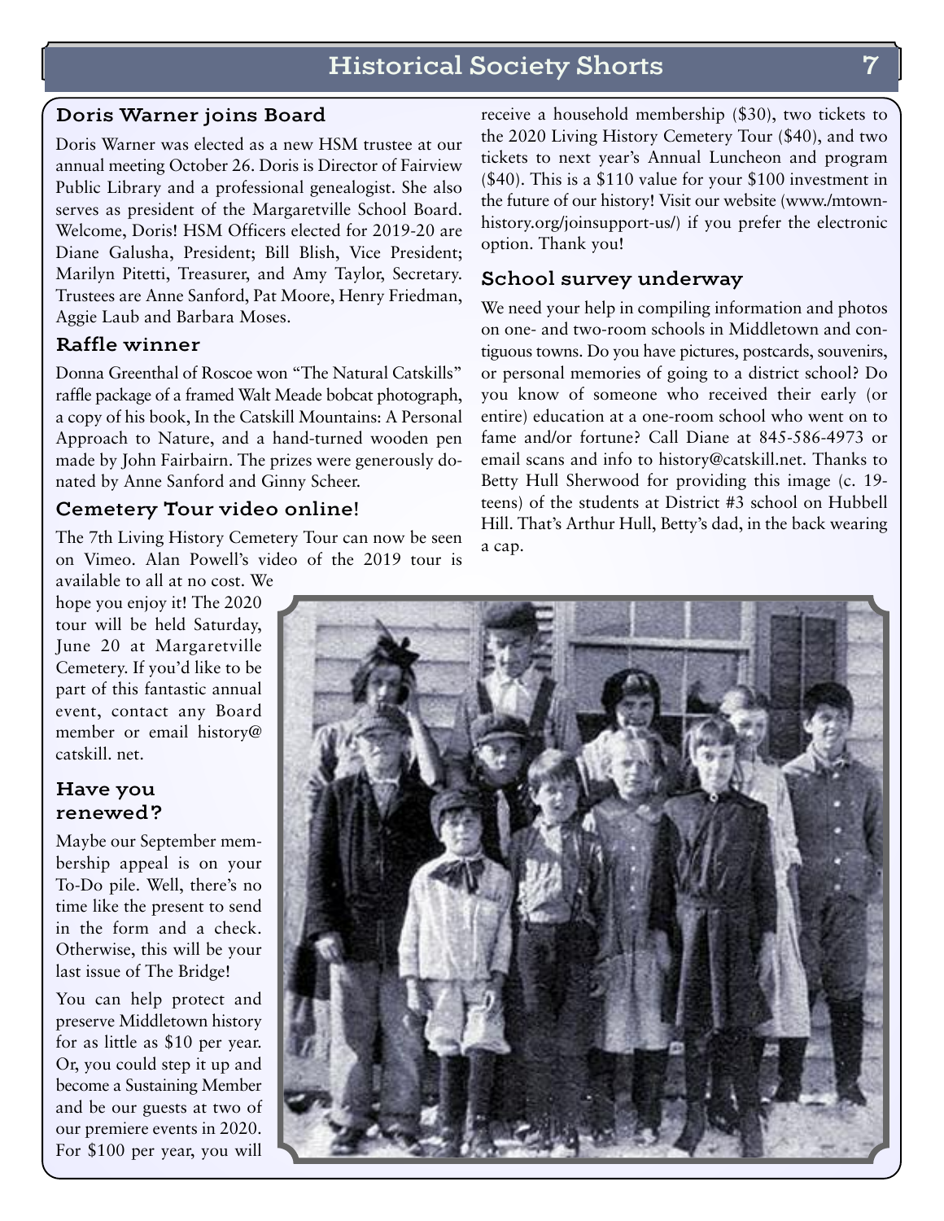## Doris Warner joins Board

Doris Warner was elected as a new HSM trustee at our annual meeting October 26. Doris is Director of Fairview Public Library and a professional genealogist. She also serves as president of the Margaretville School Board. Welcome, Doris! HSM Officers elected for 2019-20 are Diane Galusha, President; Bill Blish, Vice President; Marilyn Pitetti, Treasurer, and Amy Taylor, Secretary. Trustees are Anne Sanford, Pat Moore, Henry Friedman, Aggie Laub and Barbara Moses.

## Raffle winner

Donna Greenthal of Roscoe won "The Natural Catskills" raffle package of a framed Walt Meade bobcat photograph, a copy of his book, In the Catskill Mountains: A Personal Approach to Nature, and a hand-turned wooden pen made by John Fairbairn. The prizes were generously donated by Anne Sanford and Ginny Scheer.

## Cemetery Tour video online!

The 7th Living History Cemetery Tour can now be seen on Vimeo. Alan Powell's video of the 2019 tour is available to all at no cost. We hope you enjoy it! The 2020 tour will be held Saturday, June 20 at Margaretville Cemetery. If you'd like to be part of this fantastic annual event, contact any Board member or email history@ catskill. net.

## Have you renewed?

Maybe our September membership appeal is on your To-Do pile. Well, there's no time like the present to send in the form and a check. Otherwise, this will be your last issue of The Bridge!

You can help protect and preserve Middletown history for as little as $10 per year. Or, you could step it up and become a Sustaining Member and be our guests at two of our premiere events in 2020. For $100 per year, you will receive a household membership ($30), two tickets to the 2020 Living History Cemetery Tour ($40), and two tickets to next year's Annual Luncheon and program ($40). This is a $110 value for your $100 investment in the future of our history! Visit our website (www./mtownhistory.org/joinsupport-us/) if you prefer the electronic option. Thank you!

## School survey underway

We need your help in compiling information and photos on one- and two-room schools in Middletown and contiguous towns. Do you have pictures, postcards, souvenirs, or personal memories of going to a district school? Do you know of someone who received their early (or entire) education at a one-room school who went on to fame and/or fortune? Call Diane at 845-586-4973 or email scans and info to history@catskill.net. Thanks to Betty Hull Sherwood for providing this image (c. 19-teens) of the students at District #3 school on Hubbell Hill. That's Arthur Hull, Betty's dad, in the back wearing a cap.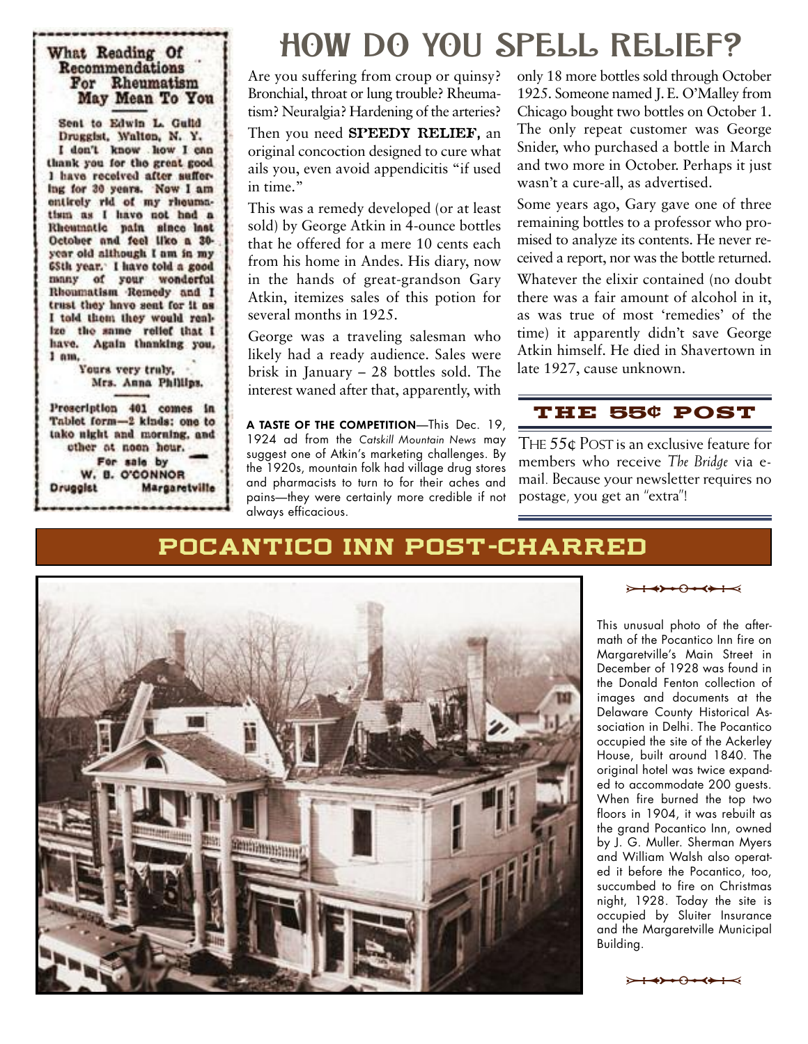# HOW DO YOU SPELL RELIEF?

Are you suffering from croup or quinsy? Bronchial, throat or lung trouble? Rheumatism? Neuralgia? Hardening of the arteries?

Then you need **SPEEDY RELIEF,** an original concoction designed to cure what ails you, even avoid appendicitis "if used in time."

This was a remedy developed (or at least sold) by George Atkin in 4-ounce bottles that he offered for a mere 10 cents each from his home in Andes. His diary, now in the hands of great-grandson Gary Atkin, itemizes sales of this potion for several months in 1925.

George was a traveling salesman who likely had a ready audience. Sales were brisk in January – 28 bottles sold. The interest waned after that, apparently, with only 18 more bottles sold through October 1925. Someone named J. E. O'Malley from Chicago bought two bottles on October 1. The only repeat customer was George Snider, who purchased a bottle in March and two more in October. Perhaps it just wasn't a cure-all, as advertised.

Some years ago, Gary gave one of three remaining bottles to a professor who promised to analyze its contents. He never received a report, nor was the bottle returned.

Whatever the elixir contained (no doubt there was a fair amount of alcohol in it, as was true of most 'remedies' of the time) it apparently didn't save George Atkin himself. He died in Shavertown in late 1927, cause unknown.

**What Reading Of Recommendations For Rheumatism May Mean To You**

Sent to Edwin L. Guild Druggist, Walton, N. Y.

I don't know how I can thank you for the great good I have received after suffering for 30 years. Now I am entirely rid of my rheumatism as I have not had a Rheumatic pain since last October and feel like a 30-year old although I am in my 65th year. I have told a good many of your wonderful Rheumatism Remedy and I trust they have sent for it as I told them they would realize the same relief that I have. Again thanking you, I am,

Yours very truly,
Mrs. Anna Phillips.

Prescription 401 comes in Tablet form—2 kinds: one to take night and morning, and other at noon hour.

For sale by
W. B. O'CONNOR
Druggist Margaretville

**A TASTE OF THE COMPETITION**—This Dec. 19, 1924 ad from the *Catskill Mountain News* may suggest one of Atkin's marketing challenges. By the 1920s, mountain folk had village drug stores and pharmacists to turn to for their aches and pains—they were certainly more credible if not always efficacious.

## THE 55¢ POST

THE 55¢ POST is an exclusive feature for members who receive *The Bridge* via e-mail. Because your newsletter requires no postage, you get an "extra"!

## POCANTICO INN POST-CHARRED

This unusual photo of the aftermath of the Pocantico Inn fire on Margaretville's Main Street in December of 1928 was found in the Donald Fenton collection of images and documents at the Delaware County Historical Association in Delhi. The Pocantico occupied the site of the Ackerley House, built around 1840. The original hotel was twice expanded to accommodate 200 guests. When fire burned the top two floors in 1904, it was rebuilt as the grand Pocantico Inn, owned by J. G. Muller. Sherman Myers and William Walsh also operated it before the Pocantico, too, succumbed to fire on Christmas night, 1928. Today the site is occupied by Sluiter Insurance and the Margaretville Municipal Building.